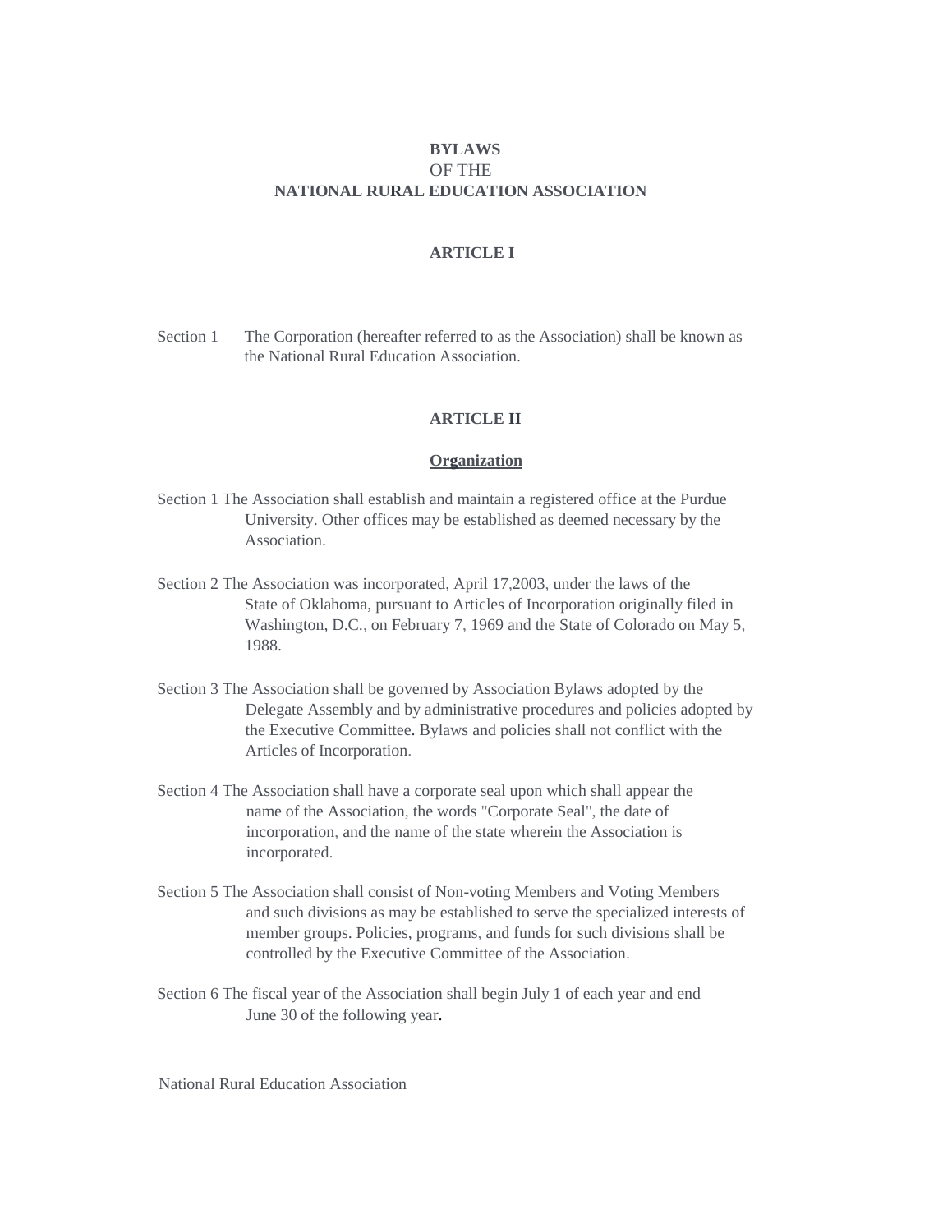# BYLAWS
# OF THE
# NATIONAL RURAL EDUCATION ASSOCIATION

## ARTICLE I

Section 1 The Corporation (hereafter referred to as the Association) shall be known as the National Rural Education Association.

## ARTICLE II

### Organization

Section 1 The Association shall establish and maintain a registered office at the Purdue University. Other offices may be established as deemed necessary by the Association.

Section 2 The Association was incorporated, April 17,2003, under the laws of the State of Oklahoma, pursuant to Articles of Incorporation originally filed in Washington, D.C., on February 7, 1969 and the State of Colorado on May 5, 1988.

Section 3 The Association shall be governed by Association Bylaws adopted by the Delegate Assembly and by administrative procedures and policies adopted by the Executive Committee. Bylaws and policies shall not conflict with the Articles of Incorporation.

Section 4 The Association shall have a corporate seal upon which shall appear the name of the Association, the words "Corporate Seal", the date of incorporation, and the name of the state wherein the Association is incorporated.

Section 5 The Association shall consist of Non-voting Members and Voting Members and such divisions as may be established to serve the specialized interests of member groups. Policies, programs, and funds for such divisions shall be controlled by the Executive Committee of the Association.

Section 6 The fiscal year of the Association shall begin July 1 of each year and end June 30 of the following year.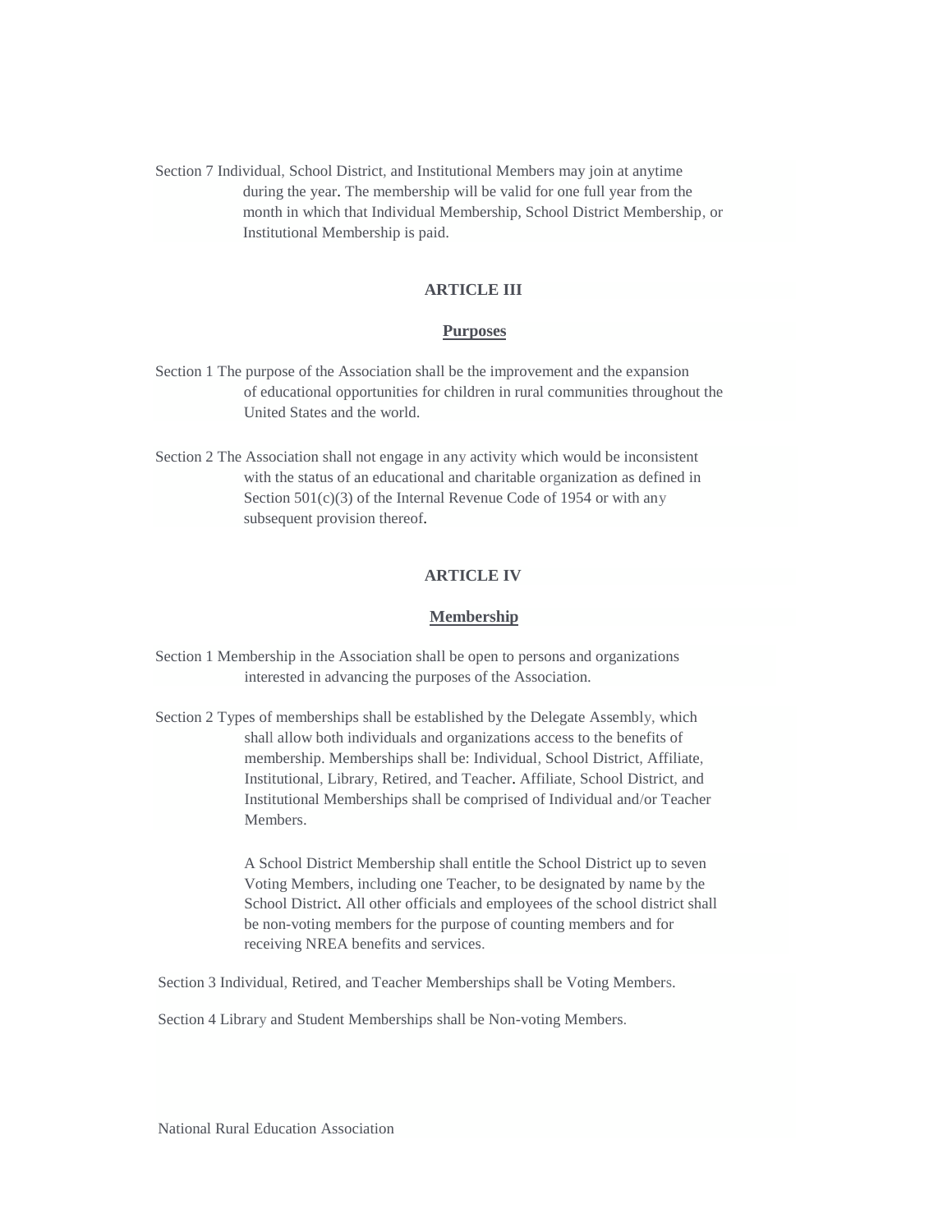Section 7 Individual, School District, and Institutional Members may join at anytime during the year. The membership will be valid for one full year from the month in which that Individual Membership, School District Membership, or Institutional Membership is paid.

## ARTICLE III

### Purposes

Section 1 The purpose of the Association shall be the improvement and the expansion of educational opportunities for children in rural communities throughout the United States and the world.

Section 2 The Association shall not engage in any activity which would be inconsistent with the status of an educational and charitable organization as defined in Section 501(c)(3) of the Internal Revenue Code of 1954 or with any subsequent provision thereof.

## ARTICLE IV

### Membership

Section 1 Membership in the Association shall be open to persons and organizations interested in advancing the purposes of the Association.

Section 2 Types of memberships shall be established by the Delegate Assembly, which shall allow both individuals and organizations access to the benefits of membership. Memberships shall be: Individual, School District, Affiliate, Institutional, Library, Retired, and Teacher. Affiliate, School District, and Institutional Memberships shall be comprised of Individual and/or Teacher Members.

A School District Membership shall entitle the School District up to seven Voting Members, including one Teacher, to be designated by name by the School District. All other officials and employees of the school district shall be non-voting members for the purpose of counting members and for receiving NREA benefits and services.

Section 3 Individual, Retired, and Teacher Memberships shall be Voting Members.

Section 4 Library and Student Memberships shall be Non-voting Members.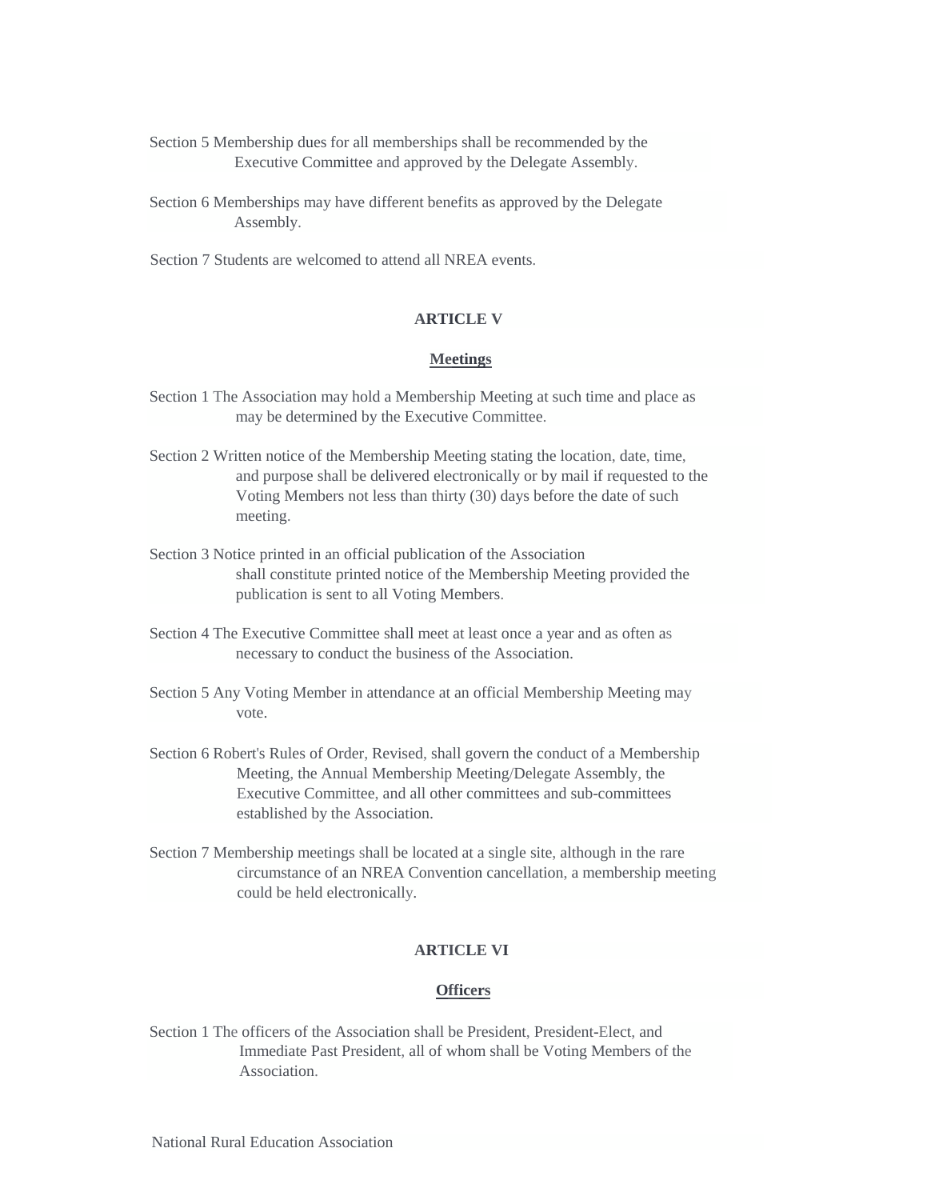Section 5 Membership dues for all memberships shall be recommended by the Executive Committee and approved by the Delegate Assembly.

Section 6 Memberships may have different benefits as approved by the Delegate Assembly.

Section 7 Students are welcomed to attend all NREA events.

## ARTICLE V

### Meetings

Section 1 The Association may hold a Membership Meeting at such time and place as may be determined by the Executive Committee.

Section 2 Written notice of the Membership Meeting stating the location, date, time, and purpose shall be delivered electronically or by mail if requested to the Voting Members not less than thirty (30) days before the date of such meeting.

Section 3 Notice printed in an official publication of the Association shall constitute printed notice of the Membership Meeting provided the publication is sent to all Voting Members.

Section 4 The Executive Committee shall meet at least once a year and as often as necessary to conduct the business of the Association.

Section 5 Any Voting Member in attendance at an official Membership Meeting may vote.

Section 6 Robert's Rules of Order, Revised, shall govern the conduct of a Membership Meeting, the Annual Membership Meeting/Delegate Assembly, the Executive Committee, and all other committees and sub-committees established by the Association.

Section 7 Membership meetings shall be located at a single site, although in the rare circumstance of an NREA Convention cancellation, a membership meeting could be held electronically.

## ARTICLE VI

### Officers

Section 1 The officers of the Association shall be President, President-Elect, and Immediate Past President, all of whom shall be Voting Members of the Association.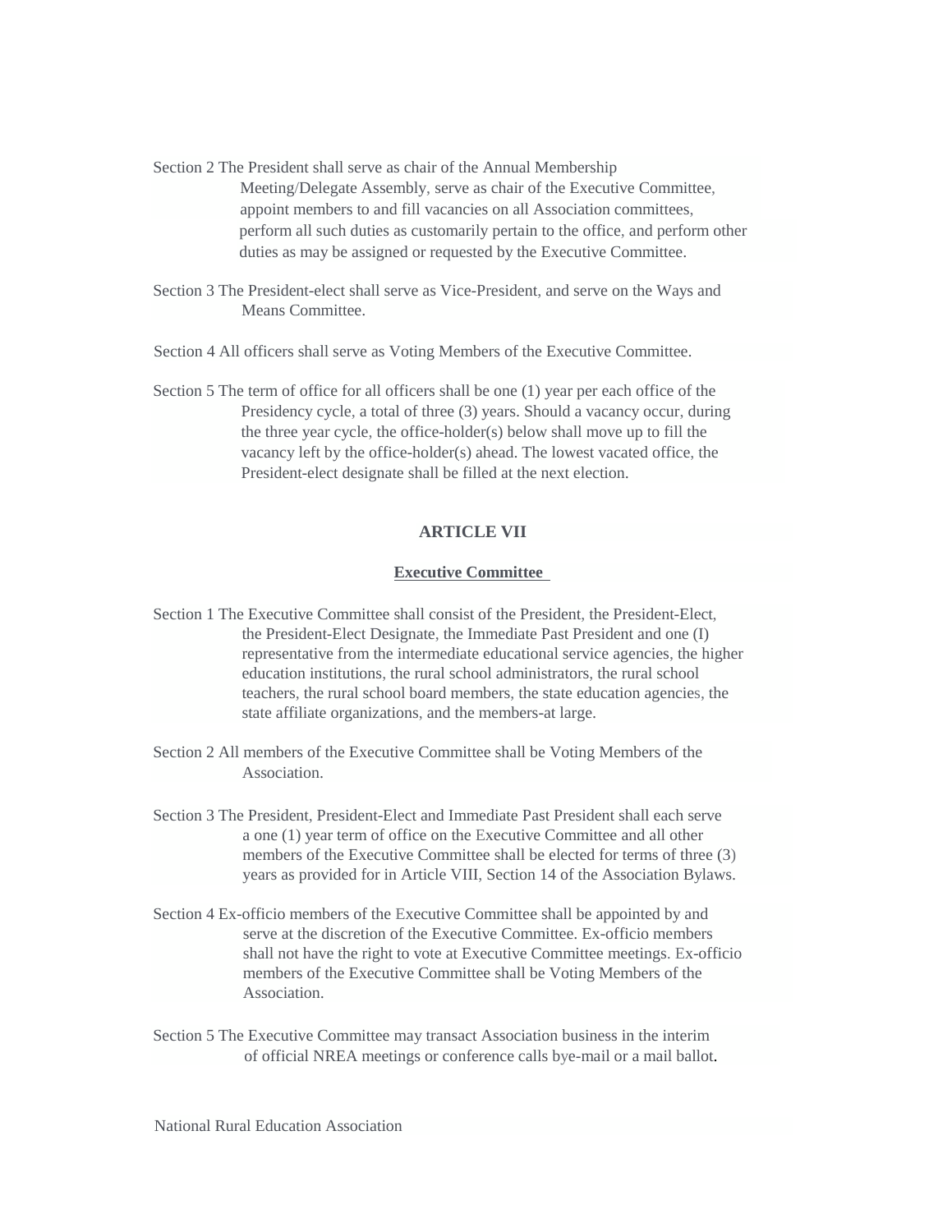Section 2 The President shall serve as chair of the Annual Membership Meeting/Delegate Assembly, serve as chair of the Executive Committee, appoint members to and fill vacancies on all Association committees, perform all such duties as customarily pertain to the office, and perform other duties as may be assigned or requested by the Executive Committee.

Section 3 The President-elect shall serve as Vice-President, and serve on the Ways and Means Committee.

Section 4 All officers shall serve as Voting Members of the Executive Committee.

Section 5 The term of office for all officers shall be one (1) year per each office of the Presidency cycle, a total of three (3) years. Should a vacancy occur, during the three year cycle, the office-holder(s) below shall move up to fill the vacancy left by the office-holder(s) ahead. The lowest vacated office, the President-elect designate shall be filled at the next election.

## ARTICLE VII

### Executive Committee

Section 1 The Executive Committee shall consist of the President, the President-Elect, the President-Elect Designate, the Immediate Past President and one (I) representative from the intermediate educational service agencies, the higher education institutions, the rural school administrators, the rural school teachers, the rural school board members, the state education agencies, the state affiliate organizations, and the members-at large.

Section 2 All members of the Executive Committee shall be Voting Members of the Association.

Section 3 The President, President-Elect and Immediate Past President shall each serve a one (1) year term of office on the Executive Committee and all other members of the Executive Committee shall be elected for terms of three (3) years as provided for in Article VIII, Section 14 of the Association Bylaws.

Section 4 Ex-officio members of the Executive Committee shall be appointed by and serve at the discretion of the Executive Committee. Ex-officio members shall not have the right to vote at Executive Committee meetings. Ex-officio members of the Executive Committee shall be Voting Members of the Association.

Section 5 The Executive Committee may transact Association business in the interim of official NREA meetings or conference calls bye-mail or a mail ballot.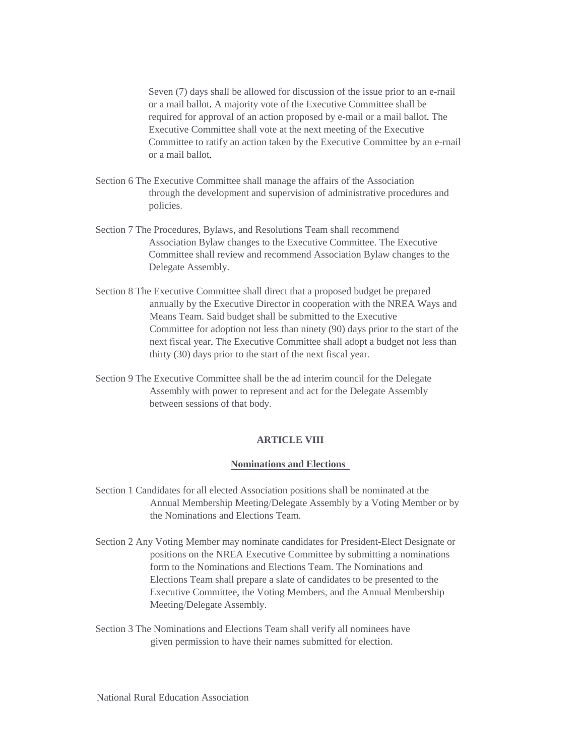Seven (7) days shall be allowed for discussion of the issue prior to an e-rnail or a mail ballot. A majority vote of the Executive Committee shall be required for approval of an action proposed by e-mail or a mail ballot. The Executive Committee shall vote at the next meeting of the Executive Committee to ratify an action taken by the Executive Committee by an e-rnail or a mail ballot.

Section 6 The Executive Committee shall manage the affairs of the Association through the development and supervision of administrative procedures and policies.

Section 7 The Procedures, Bylaws, and Resolutions Team shall recommend Association Bylaw changes to the Executive Committee. The Executive Committee shall review and recommend Association Bylaw changes to the Delegate Assembly.

Section 8 The Executive Committee shall direct that a proposed budget be prepared annually by the Executive Director in cooperation with the NREA Ways and Means Team. Said budget shall be submitted to the Executive Committee for adoption not less than ninety (90) days prior to the start of the next fiscal year. The Executive Committee shall adopt a budget not less than thirty (30) days prior to the start of the next fiscal year.

Section 9 The Executive Committee shall be the ad interim council for the Delegate Assembly with power to represent and act for the Delegate Assembly between sessions of that body.

## ARTICLE VIII

### Nominations and Elections

Section 1 Candidates for all elected Association positions shall be nominated at the Annual Membership Meeting/Delegate Assembly by a Voting Member or by the Nominations and Elections Team.

Section 2 Any Voting Member may nominate candidates for President-Elect Designate or positions on the NREA Executive Committee by submitting a nominations form to the Nominations and Elections Team. The Nominations and Elections Team shall prepare a slate of candidates to be presented to the Executive Committee, the Voting Members, and the Annual Membership Meeting/Delegate Assembly.

Section 3 The Nominations and Elections Team shall verify all nominees have given permission to have their names submitted for election.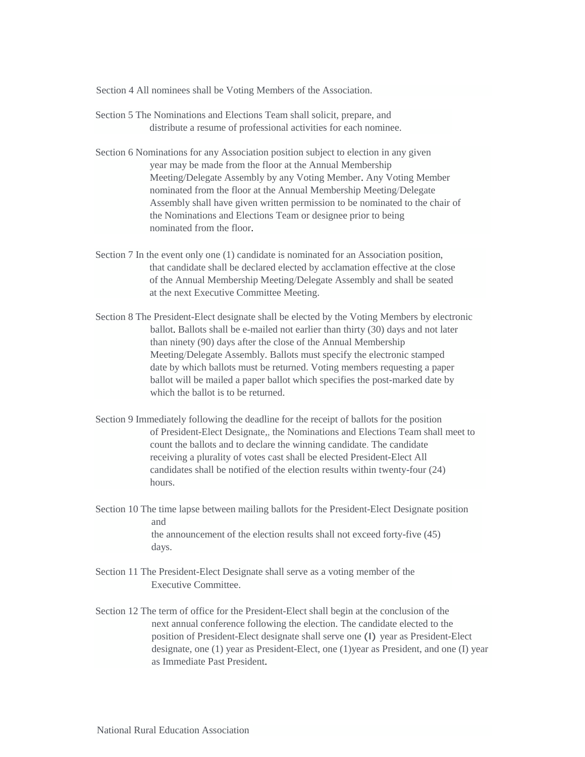Section 4 All nominees shall be Voting Members of the Association.

Section 5 The Nominations and Elections Team shall solicit, prepare, and distribute a resume of professional activities for each nominee.

Section 6 Nominations for any Association position subject to election in any given year may be made from the floor at the Annual Membership Meeting/Delegate Assembly by any Voting Member. Any Voting Member nominated from the floor at the Annual Membership Meeting/Delegate Assembly shall have given written permission to be nominated to the chair of the Nominations and Elections Team or designee prior to being nominated from the floor.

Section 7 In the event only one (1) candidate is nominated for an Association position, that candidate shall be declared elected by acclamation effective at the close of the Annual Membership Meeting/Delegate Assembly and shall be seated at the next Executive Committee Meeting.

Section 8 The President-Elect designate shall be elected by the Voting Members by electronic ballot. Ballots shall be e-mailed not earlier than thirty (30) days and not later than ninety (90) days after the close of the Annual Membership Meeting/Delegate Assembly. Ballots must specify the electronic stamped date by which ballots must be returned. Voting members requesting a paper ballot will be mailed a paper ballot which specifies the post-marked date by which the ballot is to be returned.

Section 9 Immediately following the deadline for the receipt of ballots for the position of President-Elect Designate,, the Nominations and Elections Team shall meet to count the ballots and to declare the winning candidate. The candidate receiving a plurality of votes cast shall be elected President-Elect All candidates shall be notified of the election results within twenty-four (24) hours.

Section 10 The time lapse between mailing ballots for the President-Elect Designate position and the announcement of the election results shall not exceed forty-five (45) days.

Section 11 The President-Elect Designate shall serve as a voting member of the Executive Committee.

Section 12 The term of office for the President-Elect shall begin at the conclusion of the next annual conference following the election. The candidate elected to the position of President-Elect designate shall serve one (I) year as President-Elect designate, one (1) year as President-Elect, one (1)year as President, and one (I) year as Immediate Past President.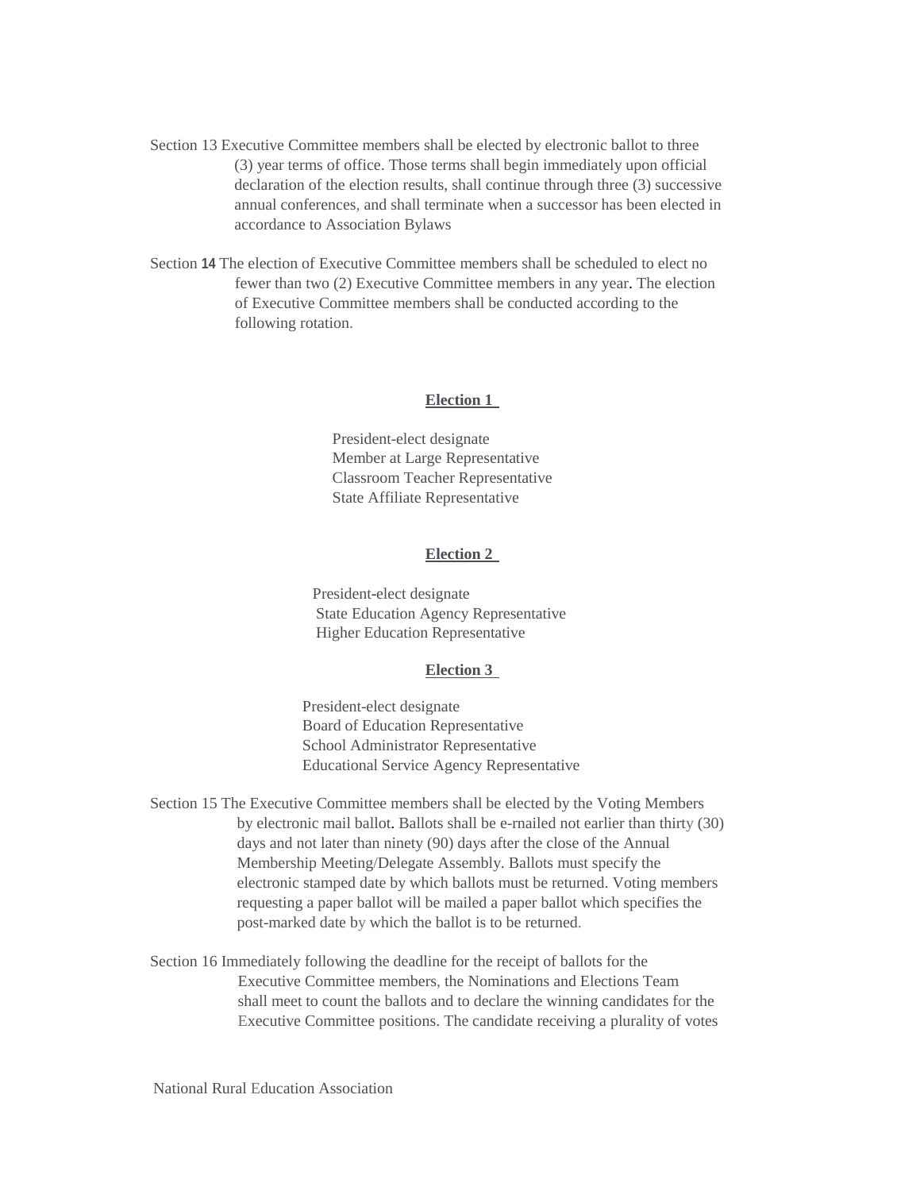Section 13 Executive Committee members shall be elected by electronic ballot to three (3) year terms of office. Those terms shall begin immediately upon official declaration of the election results, shall continue through three (3) successive annual conferences, and shall terminate when a successor has been elected in accordance to Association Bylaws

Section **14** The election of Executive Committee members shall be scheduled to elect no fewer than two (2) Executive Committee members in any year. The election of Executive Committee members shall be conducted according to the following rotation.

**Election 1**

President-elect designate
Member at Large Representative
Classroom Teacher Representative
State Affiliate Representative

**Election 2**

President-elect designate
State Education Agency Representative
Higher Education Representative

**Election 3**

President-elect designate
Board of Education Representative
School Administrator Representative
Educational Service Agency Representative

Section 15 The Executive Committee members shall be elected by the Voting Members by electronic mail ballot. Ballots shall be e-rnailed not earlier than thirty (30) days and not later than ninety (90) days after the close of the Annual Membership Meeting/Delegate Assembly. Ballots must specify the electronic stamped date by which ballots must be returned. Voting members requesting a paper ballot will be mailed a paper ballot which specifies the post-marked date by which the ballot is to be returned.

Section 16 Immediately following the deadline for the receipt of ballots for the Executive Committee members, the Nominations and Elections Team shall meet to count the ballots and to declare the winning candidates for the Executive Committee positions. The candidate receiving a plurality of votes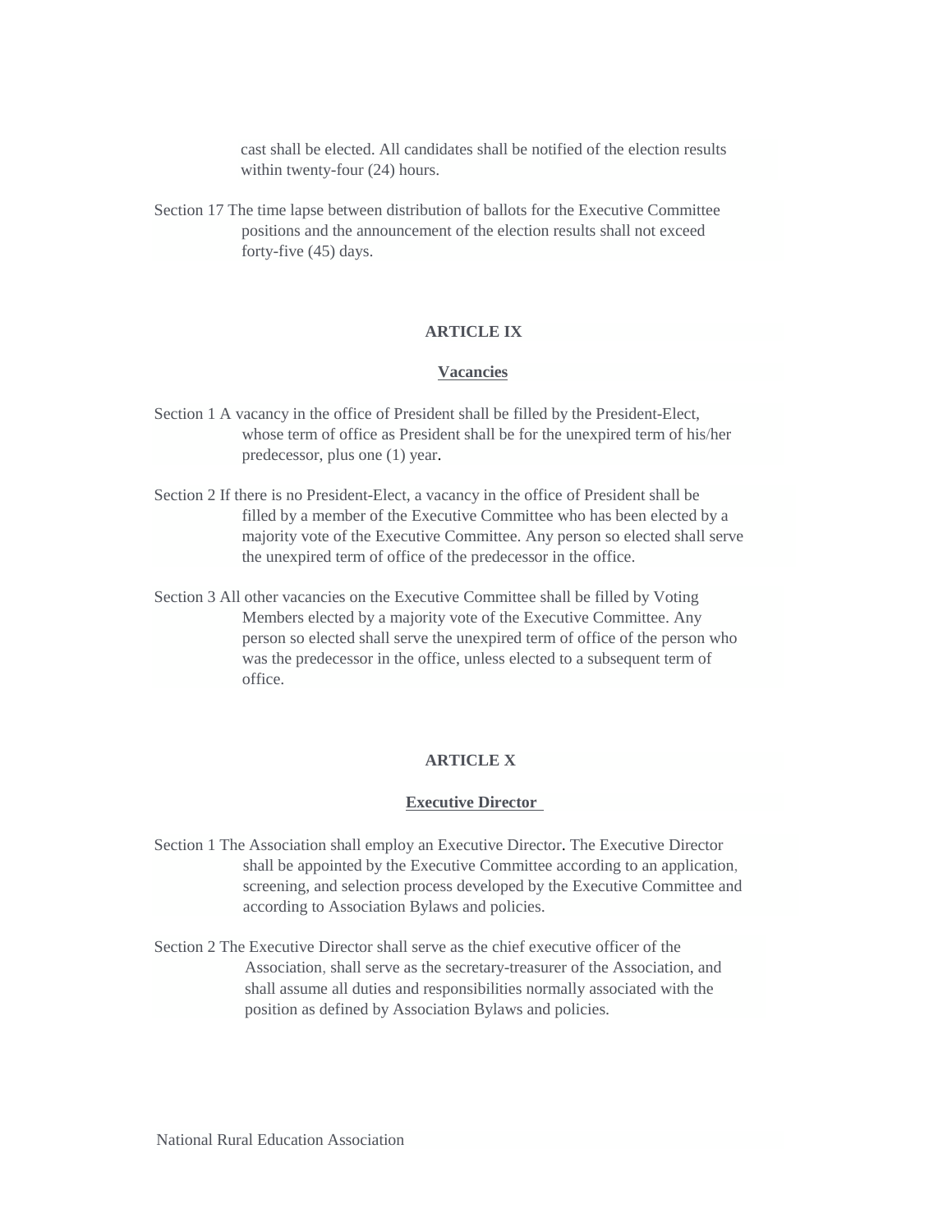cast shall be elected. All candidates shall be notified of the election results within twenty-four (24) hours.

Section 17 The time lapse between distribution of ballots for the Executive Committee positions and the announcement of the election results shall not exceed forty-five (45) days.

## ARTICLE IX

### Vacancies

Section 1 A vacancy in the office of President shall be filled by the President-Elect, whose term of office as President shall be for the unexpired term of his/her predecessor, plus one (1) year.

Section 2 If there is no President-Elect, a vacancy in the office of President shall be filled by a member of the Executive Committee who has been elected by a majority vote of the Executive Committee. Any person so elected shall serve the unexpired term of office of the predecessor in the office.

Section 3 All other vacancies on the Executive Committee shall be filled by Voting Members elected by a majority vote of the Executive Committee. Any person so elected shall serve the unexpired term of office of the person who was the predecessor in the office, unless elected to a subsequent term of office.

## ARTICLE X

### Executive Director

Section 1 The Association shall employ an Executive Director. The Executive Director shall be appointed by the Executive Committee according to an application, screening, and selection process developed by the Executive Committee and according to Association Bylaws and policies.

Section 2 The Executive Director shall serve as the chief executive officer of the Association, shall serve as the secretary-treasurer of the Association, and shall assume all duties and responsibilities normally associated with the position as defined by Association Bylaws and policies.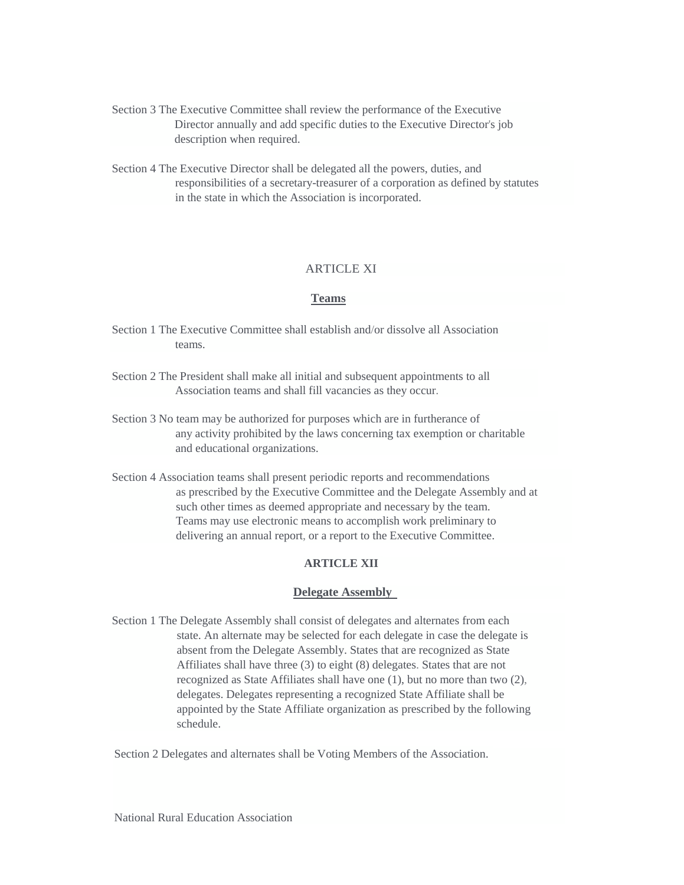Section 3 The Executive Committee shall review the performance of the Executive Director annually and add specific duties to the Executive Director's job description when required.

Section 4 The Executive Director shall be delegated all the powers, duties, and responsibilities of a secretary-treasurer of a corporation as defined by statutes in the state in which the Association is incorporated.

## ARTICLE XI

### Teams

Section 1 The Executive Committee shall establish and/or dissolve all Association teams.

Section 2 The President shall make all initial and subsequent appointments to all Association teams and shall fill vacancies as they occur.

Section 3 No team may be authorized for purposes which are in furtherance of any activity prohibited by the laws concerning tax exemption or charitable and educational organizations.

Section 4 Association teams shall present periodic reports and recommendations as prescribed by the Executive Committee and the Delegate Assembly and at such other times as deemed appropriate and necessary by the team. Teams may use electronic means to accomplish work preliminary to delivering an annual report, or a report to the Executive Committee.

## ARTICLE XII

### Delegate Assembly

Section 1 The Delegate Assembly shall consist of delegates and alternates from each state. An alternate may be selected for each delegate in case the delegate is absent from the Delegate Assembly. States that are recognized as State Affiliates shall have three (3) to eight (8) delegates. States that are not recognized as State Affiliates shall have one (1), but no more than two (2), delegates. Delegates representing a recognized State Affiliate shall be appointed by the State Affiliate organization as prescribed by the following schedule.

Section 2 Delegates and alternates shall be Voting Members of the Association.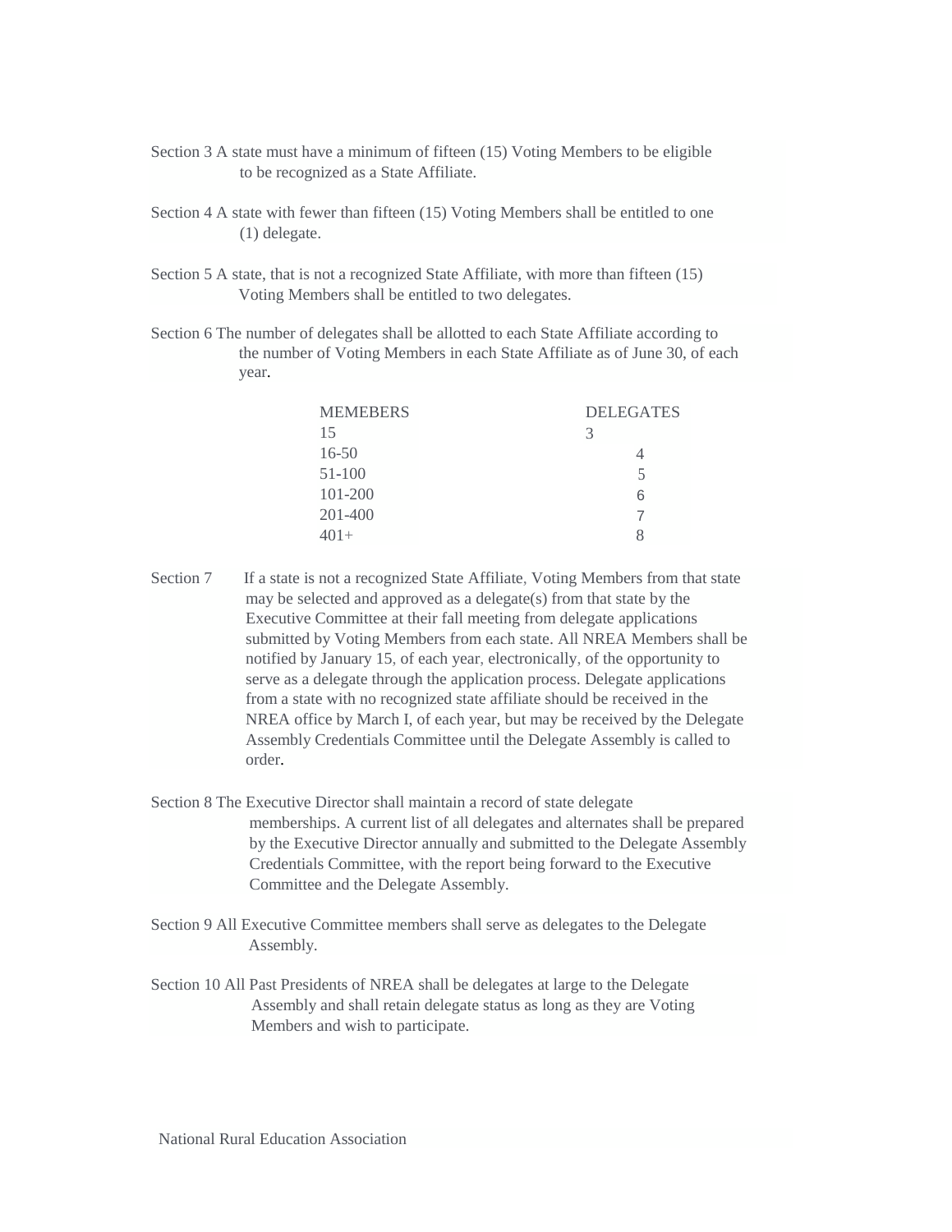Section 3 A state must have a minimum of fifteen (15) Voting Members to be eligible to be recognized as a State Affiliate.

Section 4 A state with fewer than fifteen (15) Voting Members shall be entitled to one (1) delegate.

Section 5 A state, that is not a recognized State Affiliate, with more than fifteen (15) Voting Members shall be entitled to two delegates.

Section 6 The number of delegates shall be allotted to each State Affiliate according to the number of Voting Members in each State Affiliate as of June 30, of each year.

| MEMEBERS | DELEGATES |
|---|---|
| 15 | 3 |
| 16-50 | 4 |
| 51-100 | 5 |
| 101-200 | 6 |
| 201-400 | 7 |
| 401+ | 8 |

Section 7 If a state is not a recognized State Affiliate, Voting Members from that state may be selected and approved as a delegate(s) from that state by the Executive Committee at their fall meeting from delegate applications submitted by Voting Members from each state. All NREA Members shall be notified by January 15, of each year, electronically, of the opportunity to serve as a delegate through the application process. Delegate applications from a state with no recognized state affiliate should be received in the NREA office by March I, of each year, but may be received by the Delegate Assembly Credentials Committee until the Delegate Assembly is called to order.

Section 8 The Executive Director shall maintain a record of state delegate memberships. A current list of all delegates and alternates shall be prepared by the Executive Director annually and submitted to the Delegate Assembly Credentials Committee, with the report being forward to the Executive Committee and the Delegate Assembly.

Section 9 All Executive Committee members shall serve as delegates to the Delegate Assembly.

Section 10 All Past Presidents of NREA shall be delegates at large to the Delegate Assembly and shall retain delegate status as long as they are Voting Members and wish to participate.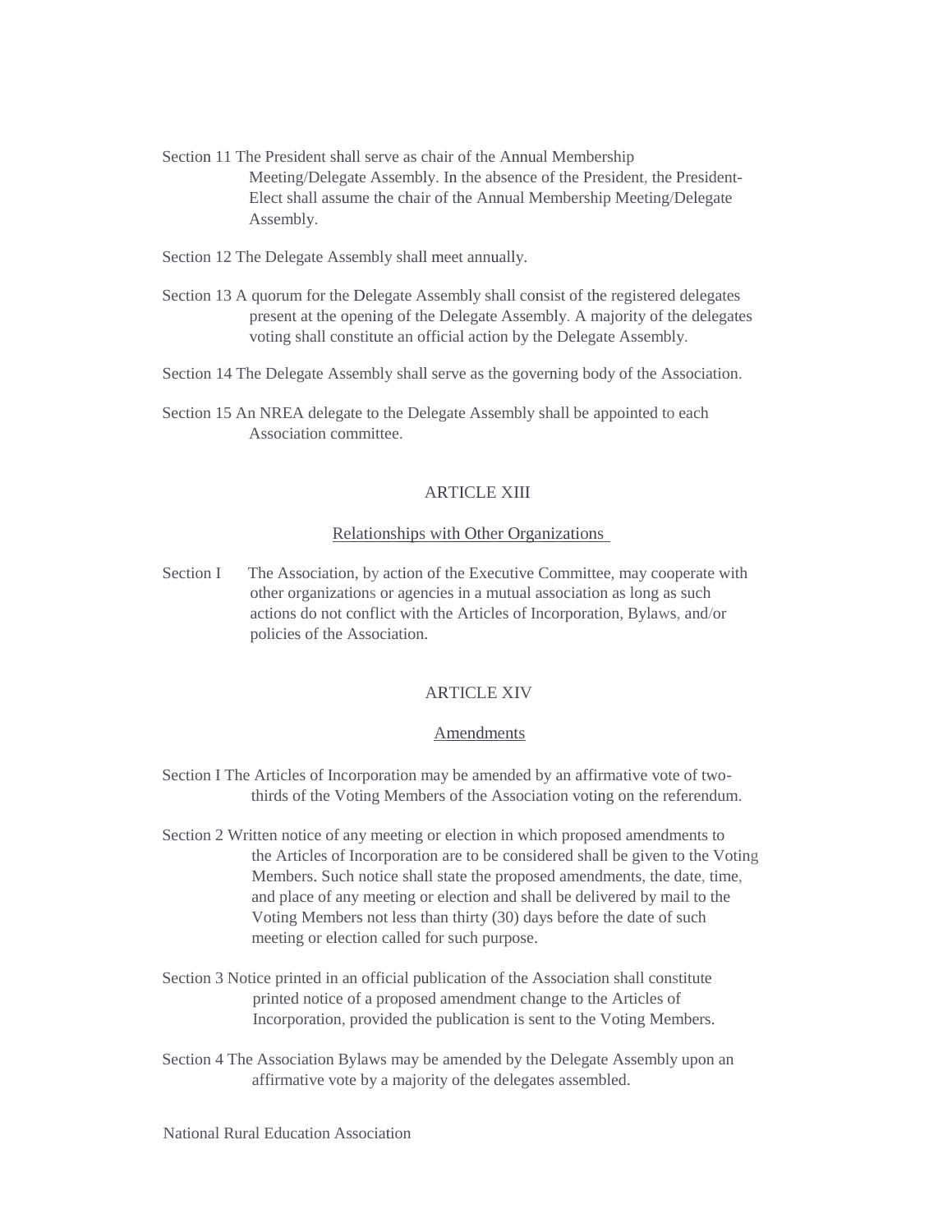Section 11 The President shall serve as chair of the Annual Membership Meeting/Delegate Assembly. In the absence of the President, the President-Elect shall assume the chair of the Annual Membership Meeting/Delegate Assembly.

Section 12 The Delegate Assembly shall meet annually.

Section 13 A quorum for the Delegate Assembly shall consist of the registered delegates present at the opening of the Delegate Assembly. A majority of the delegates voting shall constitute an official action by the Delegate Assembly.

Section 14 The Delegate Assembly shall serve as the governing body of the Association.

Section 15 An NREA delegate to the Delegate Assembly shall be appointed to each Association committee.

## ARTICLE XIII

### Relationships with Other Organizations

Section I The Association, by action of the Executive Committee, may cooperate with other organizations or agencies in a mutual association as long as such actions do not conflict with the Articles of Incorporation, Bylaws, and/or policies of the Association.

## ARTICLE XIV

### Amendments

Section I The Articles of Incorporation may be amended by an affirmative vote of two-thirds of the Voting Members of the Association voting on the referendum.

Section 2 Written notice of any meeting or election in which proposed amendments to the Articles of Incorporation are to be considered shall be given to the Voting Members. Such notice shall state the proposed amendments, the date, time, and place of any meeting or election and shall be delivered by mail to the Voting Members not less than thirty (30) days before the date of such meeting or election called for such purpose.

Section 3 Notice printed in an official publication of the Association shall constitute printed notice of a proposed amendment change to the Articles of Incorporation, provided the publication is sent to the Voting Members.

Section 4 The Association Bylaws may be amended by the Delegate Assembly upon an affirmative vote by a majority of the delegates assembled.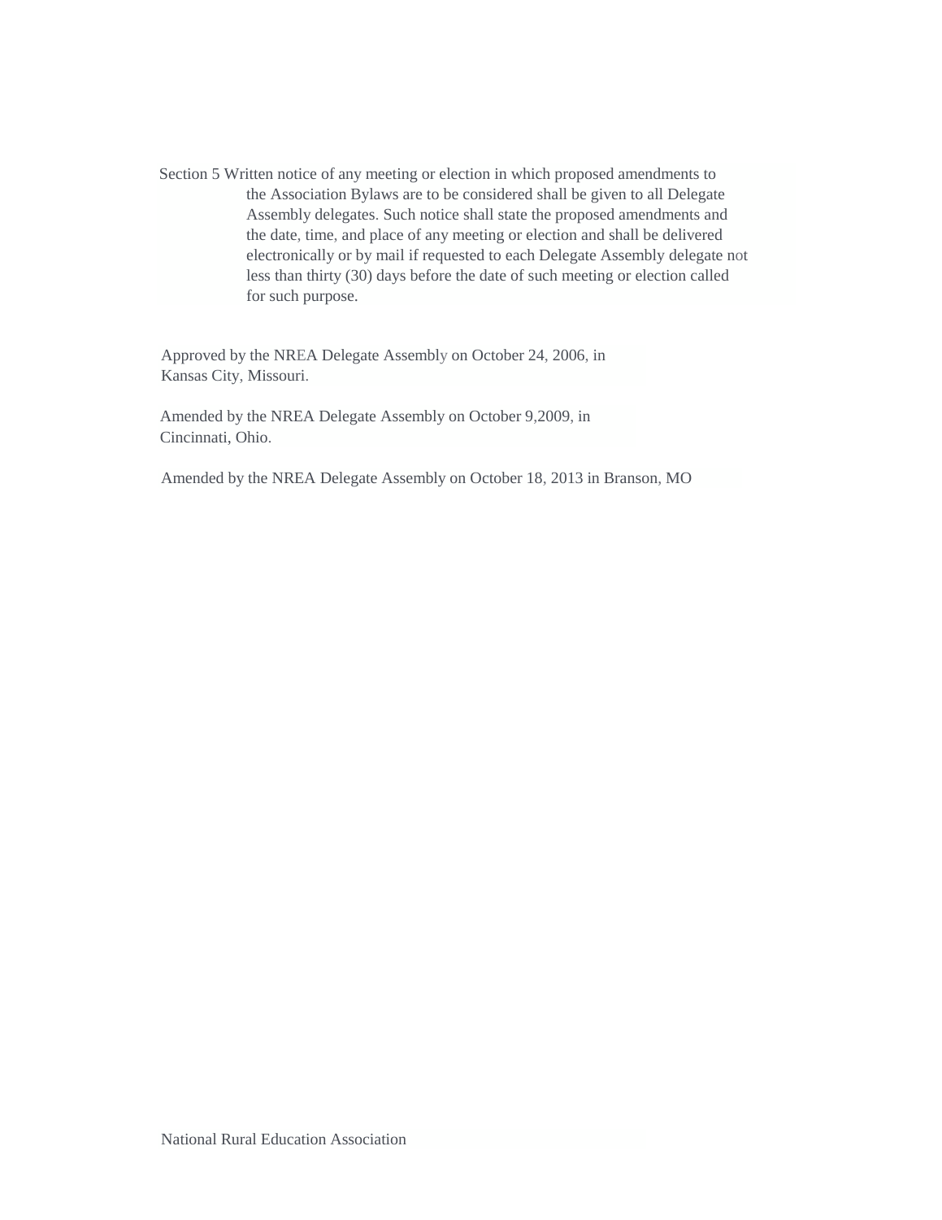Section 5 Written notice of any meeting or election in which proposed amendments to the Association Bylaws are to be considered shall be given to all Delegate Assembly delegates. Such notice shall state the proposed amendments and the date, time, and place of any meeting or election and shall be delivered electronically or by mail if requested to each Delegate Assembly delegate not less than thirty (30) days before the date of such meeting or election called for such purpose.

Approved by the NREA Delegate Assembly on October 24, 2006, in Kansas City, Missouri.

Amended by the NREA Delegate Assembly on October 9,2009, in Cincinnati, Ohio.

Amended by the NREA Delegate Assembly on October 18, 2013 in Branson, MO